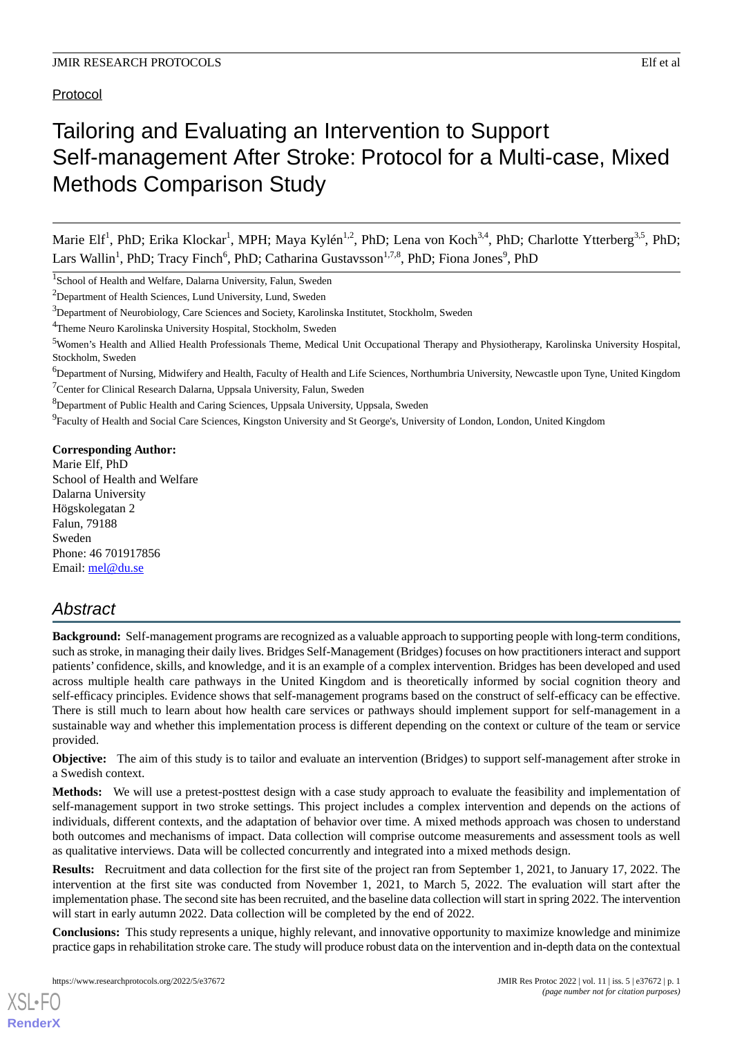Protocol

# Tailoring and Evaluating an Intervention to Support Self-management After Stroke: Protocol for a Multi-case, Mixed Methods Comparison Study

Marie Elf[1], PhD; Erika Klockar[1], MPH; Maya Kylén[1,2], PhD; Lena von Koch[3,4], PhD; Charlotte Ytterberg[3,5], PhD; Lars Wallin[1], PhD; Tracy Finch[6], PhD; Catharina Gustavsson[1,7,8], PhD; Fiona Jones[9], PhD

[1]School of Health and Welfare, Dalarna University, Falun, Sweden

[2]Department of Health Sciences, Lund University, Lund, Sweden

[3]Department of Neurobiology, Care Sciences and Society, Karolinska Institutet, Stockholm, Sweden

[4]Theme Neuro Karolinska University Hospital, Stockholm, Sweden

[5]Women's Health and Allied Health Professionals Theme, Medical Unit Occupational Therapy and Physiotherapy, Karolinska University Hospital, Stockholm, Sweden

[6]Department of Nursing, Midwifery and Health, Faculty of Health and Life Sciences, Northumbria University, Newcastle upon Tyne, United Kingdom

[7]Center for Clinical Research Dalarna, Uppsala University, Falun, Sweden

[8]Department of Public Health and Caring Sciences, Uppsala University, Uppsala, Sweden

[9]Faculty of Health and Social Care Sciences, Kingston University and St George's, University of London, London, United Kingdom

**Corresponding Author:**
Marie Elf, PhD
School of Health and Welfare
Dalarna University
Högskolegatan 2
Falun, 79188
Sweden
Phone: 46 701917856
Email: mel@du.se

## *Abstract*

**Background:** Self-management programs are recognized as a valuable approach to supporting people with long-term conditions, such as stroke, in managing their daily lives. Bridges Self-Management (Bridges) focuses on how practitioners interact and support patients' confidence, skills, and knowledge, and it is an example of a complex intervention. Bridges has been developed and used across multiple health care pathways in the United Kingdom and is theoretically informed by social cognition theory and self-efficacy principles. Evidence shows that self-management programs based on the construct of self-efficacy can be effective. There is still much to learn about how health care services or pathways should implement support for self-management in a sustainable way and whether this implementation process is different depending on the context or culture of the team or service provided.

**Objective:** The aim of this study is to tailor and evaluate an intervention (Bridges) to support self-management after stroke in a Swedish context.

**Methods:** We will use a pretest-posttest design with a case study approach to evaluate the feasibility and implementation of self-management support in two stroke settings. This project includes a complex intervention and depends on the actions of individuals, different contexts, and the adaptation of behavior over time. A mixed methods approach was chosen to understand both outcomes and mechanisms of impact. Data collection will comprise outcome measurements and assessment tools as well as qualitative interviews. Data will be collected concurrently and integrated into a mixed methods design.

**Results:** Recruitment and data collection for the first site of the project ran from September 1, 2021, to January 17, 2022. The intervention at the first site was conducted from November 1, 2021, to March 5, 2022. The evaluation will start after the implementation phase. The second site has been recruited, and the baseline data collection will start in spring 2022. The intervention will start in early autumn 2022. Data collection will be completed by the end of 2022.

**Conclusions:** This study represents a unique, highly relevant, and innovative opportunity to maximize knowledge and minimize practice gaps in rehabilitation stroke care. The study will produce robust data on the intervention and in-depth data on the contextual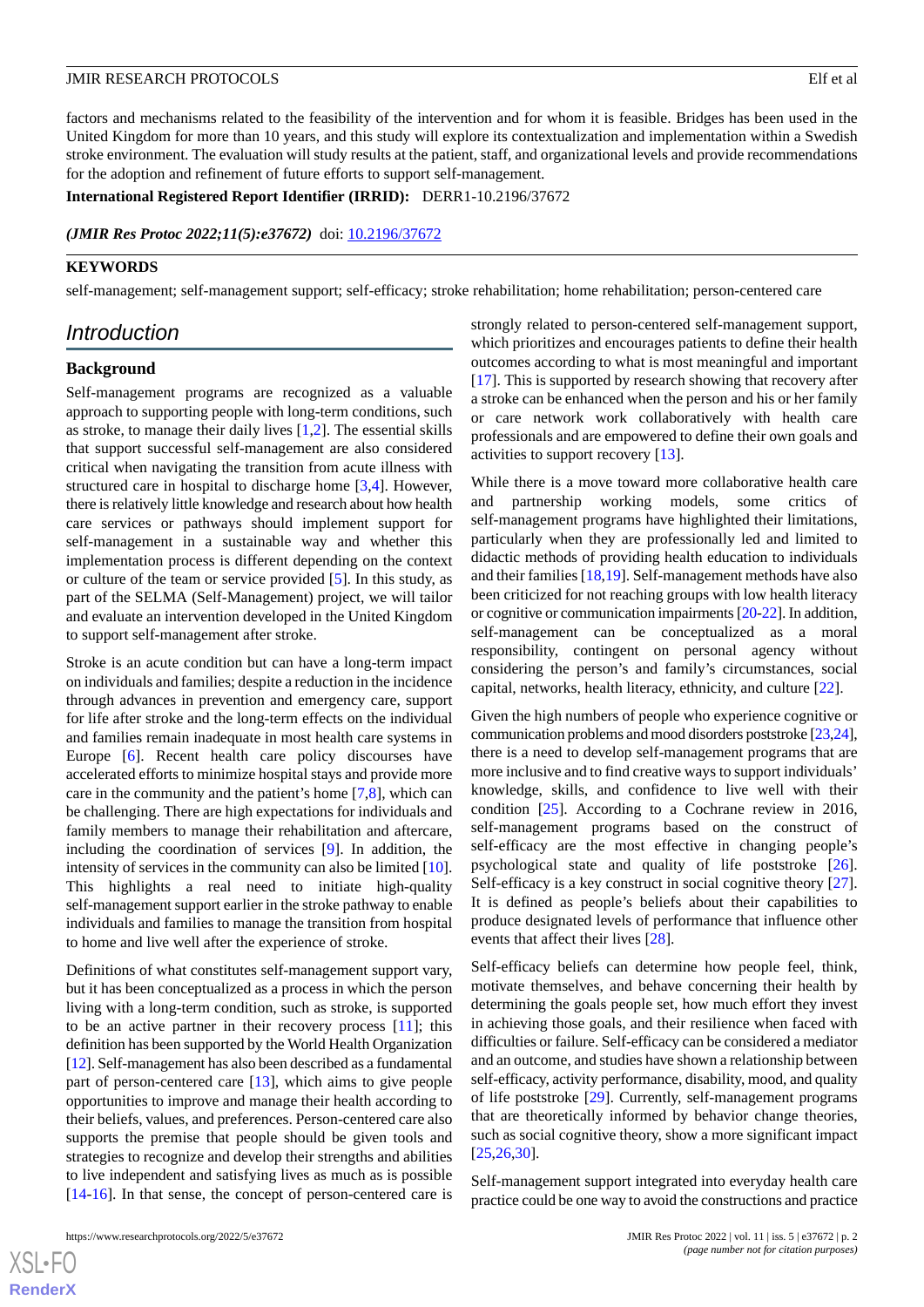factors and mechanisms related to the feasibility of the intervention and for whom it is feasible. Bridges has been used in the United Kingdom for more than 10 years, and this study will explore its contextualization and implementation within a Swedish stroke environment. The evaluation will study results at the patient, staff, and organizational levels and provide recommendations for the adoption and refinement of future efforts to support self-management.

**International Registered Report Identifier (IRRID):** DERR1-10.2196/37672

***(JMIR Res Protoc 2022;11(5):e37672)*** doi: 10.2196/37672

**KEYWORDS**

self-management; self-management support; self-efficacy; stroke rehabilitation; home rehabilitation; person-centered care

## Introduction

### Background

Self-management programs are recognized as a valuable approach to supporting people with long-term conditions, such as stroke, to manage their daily lives [1,2]. The essential skills that support successful self-management are also considered critical when navigating the transition from acute illness with structured care in hospital to discharge home [3,4]. However, there is relatively little knowledge and research about how health care services or pathways should implement support for self-management in a sustainable way and whether this implementation process is different depending on the context or culture of the team or service provided [5]. In this study, as part of the SELMA (Self-Management) project, we will tailor and evaluate an intervention developed in the United Kingdom to support self-management after stroke.

Stroke is an acute condition but can have a long-term impact on individuals and families; despite a reduction in the incidence through advances in prevention and emergency care, support for life after stroke and the long-term effects on the individual and families remain inadequate in most health care systems in Europe [6]. Recent health care policy discourses have accelerated efforts to minimize hospital stays and provide more care in the community and the patient's home [7,8], which can be challenging. There are high expectations for individuals and family members to manage their rehabilitation and aftercare, including the coordination of services [9]. In addition, the intensity of services in the community can also be limited [10]. This highlights a real need to initiate high-quality self-management support earlier in the stroke pathway to enable individuals and families to manage the transition from hospital to home and live well after the experience of stroke.

Definitions of what constitutes self-management support vary, but it has been conceptualized as a process in which the person living with a long-term condition, such as stroke, is supported to be an active partner in their recovery process [11]; this definition has been supported by the World Health Organization [12]. Self-management has also been described as a fundamental part of person-centered care [13], which aims to give people opportunities to improve and manage their health according to their beliefs, values, and preferences. Person-centered care also supports the premise that people should be given tools and strategies to recognize and develop their strengths and abilities to live independent and satisfying lives as much as is possible [14-16]. In that sense, the concept of person-centered care is strongly related to person-centered self-management support, which prioritizes and encourages patients to define their health outcomes according to what is most meaningful and important [17]. This is supported by research showing that recovery after a stroke can be enhanced when the person and his or her family or care network work collaboratively with health care professionals and are empowered to define their own goals and activities to support recovery [13].

While there is a move toward more collaborative health care and partnership working models, some critics of self-management programs have highlighted their limitations, particularly when they are professionally led and limited to didactic methods of providing health education to individuals and their families [18,19]. Self-management methods have also been criticized for not reaching groups with low health literacy or cognitive or communication impairments [20-22]. In addition, self-management can be conceptualized as a moral responsibility, contingent on personal agency without considering the person's and family's circumstances, social capital, networks, health literacy, ethnicity, and culture [22].

Given the high numbers of people who experience cognitive or communication problems and mood disorders poststroke [23,24], there is a need to develop self-management programs that are more inclusive and to find creative ways to support individuals' knowledge, skills, and confidence to live well with their condition [25]. According to a Cochrane review in 2016, self-management programs based on the construct of self-efficacy are the most effective in changing people's psychological state and quality of life poststroke [26]. Self-efficacy is a key construct in social cognitive theory [27]. It is defined as people's beliefs about their capabilities to produce designated levels of performance that influence other events that affect their lives [28].

Self-efficacy beliefs can determine how people feel, think, motivate themselves, and behave concerning their health by determining the goals people set, how much effort they invest in achieving those goals, and their resilience when faced with difficulties or failure. Self-efficacy can be considered a mediator and an outcome, and studies have shown a relationship between self-efficacy, activity performance, disability, mood, and quality of life poststroke [29]. Currently, self-management programs that are theoretically informed by behavior change theories, such as social cognitive theory, show a more significant impact [25,26,30].

Self-management support integrated into everyday health care practice could be one way to avoid the constructions and practice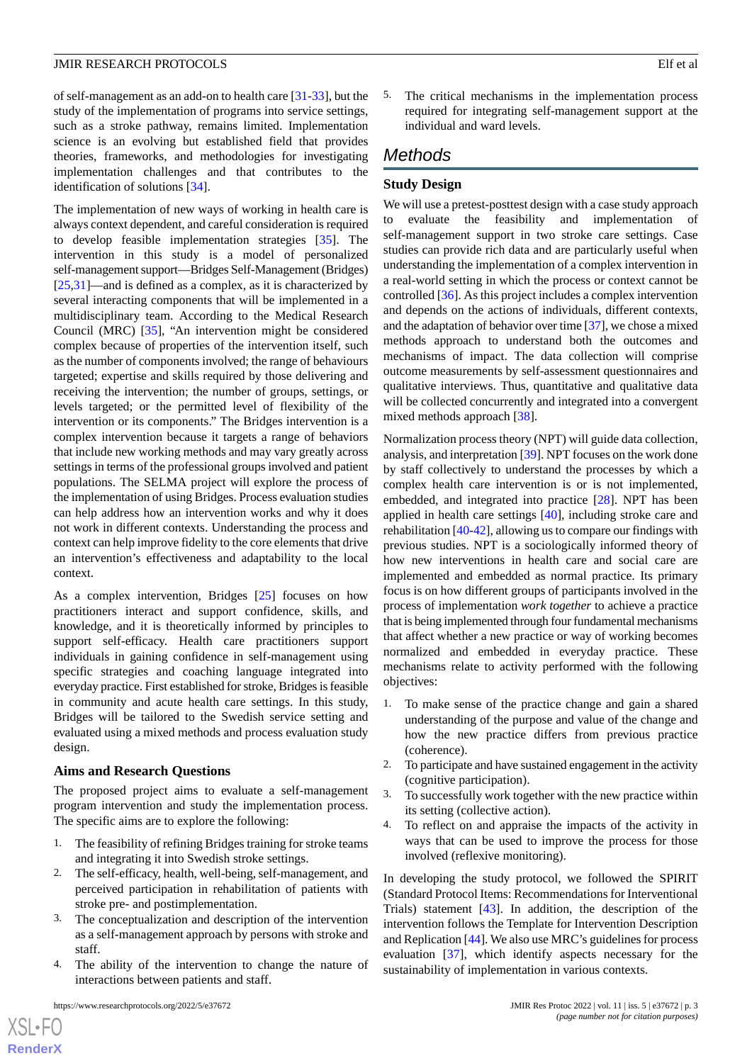of self-management as an add-on to health care [31-33], but the study of the implementation of programs into service settings, such as a stroke pathway, remains limited. Implementation science is an evolving but established field that provides theories, frameworks, and methodologies for investigating implementation challenges and that contributes to the identification of solutions [34].

The implementation of new ways of working in health care is always context dependent, and careful consideration is required to develop feasible implementation strategies [35]. The intervention in this study is a model of personalized self-management support—Bridges Self-Management (Bridges) [25,31]—and is defined as a complex, as it is characterized by several interacting components that will be implemented in a multidisciplinary team. According to the Medical Research Council (MRC) [35], "An intervention might be considered complex because of properties of the intervention itself, such as the number of components involved; the range of behaviours targeted; expertise and skills required by those delivering and receiving the intervention; the number of groups, settings, or levels targeted; or the permitted level of flexibility of the intervention or its components." The Bridges intervention is a complex intervention because it targets a range of behaviors that include new working methods and may vary greatly across settings in terms of the professional groups involved and patient populations. The SELMA project will explore the process of the implementation of using Bridges. Process evaluation studies can help address how an intervention works and why it does not work in different contexts. Understanding the process and context can help improve fidelity to the core elements that drive an intervention's effectiveness and adaptability to the local context.

As a complex intervention, Bridges [25] focuses on how practitioners interact and support confidence, skills, and knowledge, and it is theoretically informed by principles to support self-efficacy. Health care practitioners support individuals in gaining confidence in self-management using specific strategies and coaching language integrated into everyday practice. First established for stroke, Bridges is feasible in community and acute health care settings. In this study, Bridges will be tailored to the Swedish service setting and evaluated using a mixed methods and process evaluation study design.

### Aims and Research Questions

The proposed project aims to evaluate a self-management program intervention and study the implementation process. The specific aims are to explore the following:

1. The feasibility of refining Bridges training for stroke teams and integrating it into Swedish stroke settings.
2. The self-efficacy, health, well-being, self-management, and perceived participation in rehabilitation of patients with stroke pre- and postimplementation.
3. The conceptualization and description of the intervention as a self-management approach by persons with stroke and staff.
4. The ability of the intervention to change the nature of interactions between patients and staff.
5. The critical mechanisms in the implementation process required for integrating self-management support at the individual and ward levels.

## Methods

### Study Design

We will use a pretest-posttest design with a case study approach to evaluate the feasibility and implementation of self-management support in two stroke care settings. Case studies can provide rich data and are particularly useful when understanding the implementation of a complex intervention in a real-world setting in which the process or context cannot be controlled [36]. As this project includes a complex intervention and depends on the actions of individuals, different contexts, and the adaptation of behavior over time [37], we chose a mixed methods approach to understand both the outcomes and mechanisms of impact. The data collection will comprise outcome measurements by self-assessment questionnaires and qualitative interviews. Thus, quantitative and qualitative data will be collected concurrently and integrated into a convergent mixed methods approach [38].

Normalization process theory (NPT) will guide data collection, analysis, and interpretation [39]. NPT focuses on the work done by staff collectively to understand the processes by which a complex health care intervention is or is not implemented, embedded, and integrated into practice [28]. NPT has been applied in health care settings [40], including stroke care and rehabilitation [40-42], allowing us to compare our findings with previous studies. NPT is a sociologically informed theory of how new interventions in health care and social care are implemented and embedded as normal practice. Its primary focus is on how different groups of participants involved in the process of implementation *work together* to achieve a practice that is being implemented through four fundamental mechanisms that affect whether a new practice or way of working becomes normalized and embedded in everyday practice. These mechanisms relate to activity performed with the following objectives:

1. To make sense of the practice change and gain a shared understanding of the purpose and value of the change and how the new practice differs from previous practice (coherence).
2. To participate and have sustained engagement in the activity (cognitive participation).
3. To successfully work together with the new practice within its setting (collective action).
4. To reflect on and appraise the impacts of the activity in ways that can be used to improve the process for those involved (reflexive monitoring).

In developing the study protocol, we followed the SPIRIT (Standard Protocol Items: Recommendations for Interventional Trials) statement [43]. In addition, the description of the intervention follows the Template for Intervention Description and Replication [44]. We also use MRC's guidelines for process evaluation [37], which identify aspects necessary for the sustainability of implementation in various contexts.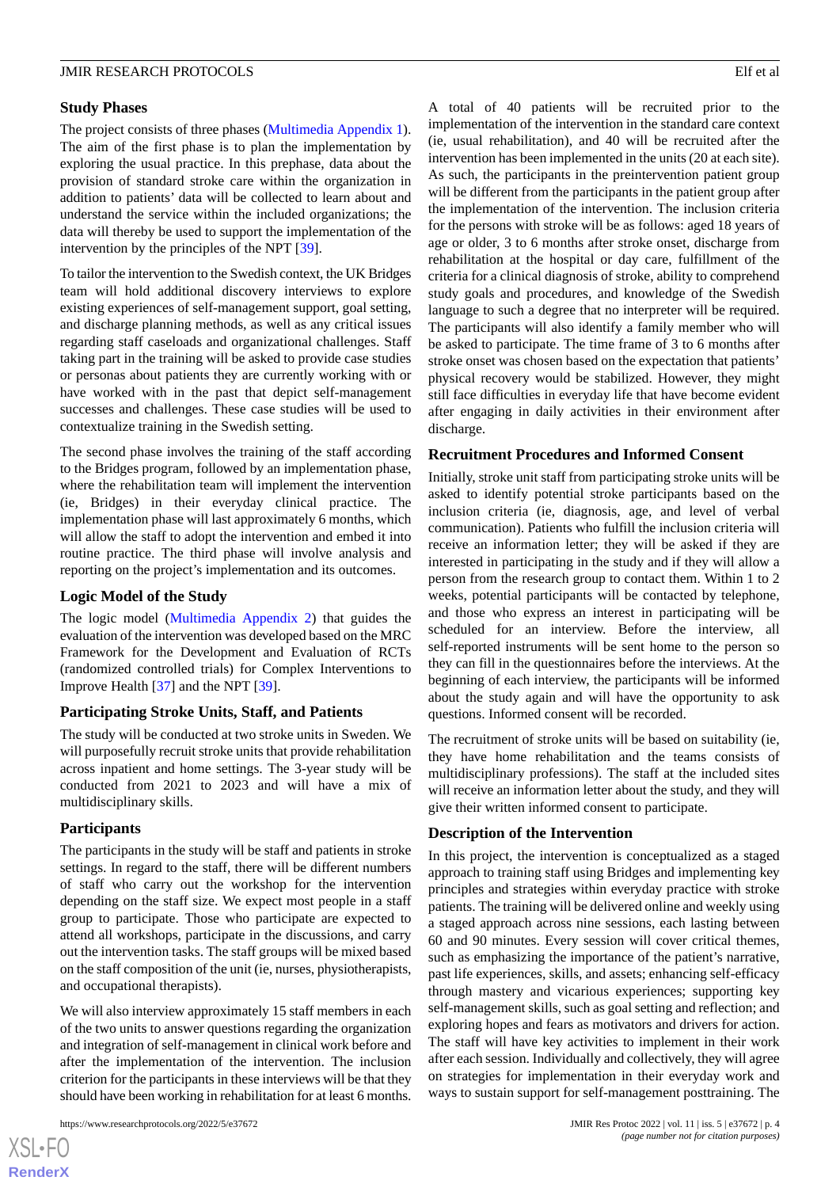## Study Phases

The project consists of three phases (Multimedia Appendix 1). The aim of the first phase is to plan the implementation by exploring the usual practice. In this prephase, data about the provision of standard stroke care within the organization in addition to patients' data will be collected to learn about and understand the service within the included organizations; the data will thereby be used to support the implementation of the intervention by the principles of the NPT [39].

To tailor the intervention to the Swedish context, the UK Bridges team will hold additional discovery interviews to explore existing experiences of self-management support, goal setting, and discharge planning methods, as well as any critical issues regarding staff caseloads and organizational challenges. Staff taking part in the training will be asked to provide case studies or personas about patients they are currently working with or have worked with in the past that depict self-management successes and challenges. These case studies will be used to contextualize training in the Swedish setting.

The second phase involves the training of the staff according to the Bridges program, followed by an implementation phase, where the rehabilitation team will implement the intervention (ie, Bridges) in their everyday clinical practice. The implementation phase will last approximately 6 months, which will allow the staff to adopt the intervention and embed it into routine practice. The third phase will involve analysis and reporting on the project's implementation and its outcomes.

## Logic Model of the Study

The logic model (Multimedia Appendix 2) that guides the evaluation of the intervention was developed based on the MRC Framework for the Development and Evaluation of RCTs (randomized controlled trials) for Complex Interventions to Improve Health [37] and the NPT [39].

## Participating Stroke Units, Staff, and Patients

The study will be conducted at two stroke units in Sweden. We will purposefully recruit stroke units that provide rehabilitation across inpatient and home settings. The 3-year study will be conducted from 2021 to 2023 and will have a mix of multidisciplinary skills.

## Participants

The participants in the study will be staff and patients in stroke settings. In regard to the staff, there will be different numbers of staff who carry out the workshop for the intervention depending on the staff size. We expect most people in a staff group to participate. Those who participate are expected to attend all workshops, participate in the discussions, and carry out the intervention tasks. The staff groups will be mixed based on the staff composition of the unit (ie, nurses, physiotherapists, and occupational therapists).

We will also interview approximately 15 staff members in each of the two units to answer questions regarding the organization and integration of self-management in clinical work before and after the implementation of the intervention. The inclusion criterion for the participants in these interviews will be that they should have been working in rehabilitation for at least 6 months.

A total of 40 patients will be recruited prior to the implementation of the intervention in the standard care context (ie, usual rehabilitation), and 40 will be recruited after the intervention has been implemented in the units (20 at each site). As such, the participants in the preintervention patient group will be different from the participants in the patient group after the implementation of the intervention. The inclusion criteria for the persons with stroke will be as follows: aged 18 years of age or older, 3 to 6 months after stroke onset, discharge from rehabilitation at the hospital or day care, fulfillment of the criteria for a clinical diagnosis of stroke, ability to comprehend study goals and procedures, and knowledge of the Swedish language to such a degree that no interpreter will be required. The participants will also identify a family member who will be asked to participate. The time frame of 3 to 6 months after stroke onset was chosen based on the expectation that patients' physical recovery would be stabilized. However, they might still face difficulties in everyday life that have become evident after engaging in daily activities in their environment after discharge.

## Recruitment Procedures and Informed Consent

Initially, stroke unit staff from participating stroke units will be asked to identify potential stroke participants based on the inclusion criteria (ie, diagnosis, age, and level of verbal communication). Patients who fulfill the inclusion criteria will receive an information letter; they will be asked if they are interested in participating in the study and if they will allow a person from the research group to contact them. Within 1 to 2 weeks, potential participants will be contacted by telephone, and those who express an interest in participating will be scheduled for an interview. Before the interview, all self-reported instruments will be sent home to the person so they can fill in the questionnaires before the interviews. At the beginning of each interview, the participants will be informed about the study again and will have the opportunity to ask questions. Informed consent will be recorded.

The recruitment of stroke units will be based on suitability (ie, they have home rehabilitation and the teams consists of multidisciplinary professions). The staff at the included sites will receive an information letter about the study, and they will give their written informed consent to participate.

## Description of the Intervention

In this project, the intervention is conceptualized as a staged approach to training staff using Bridges and implementing key principles and strategies within everyday practice with stroke patients. The training will be delivered online and weekly using a staged approach across nine sessions, each lasting between 60 and 90 minutes. Every session will cover critical themes, such as emphasizing the importance of the patient's narrative, past life experiences, skills, and assets; enhancing self-efficacy through mastery and vicarious experiences; supporting key self-management skills, such as goal setting and reflection; and exploring hopes and fears as motivators and drivers for action. The staff will have key activities to implement in their work after each session. Individually and collectively, they will agree on strategies for implementation in their everyday work and ways to sustain support for self-management posttraining. The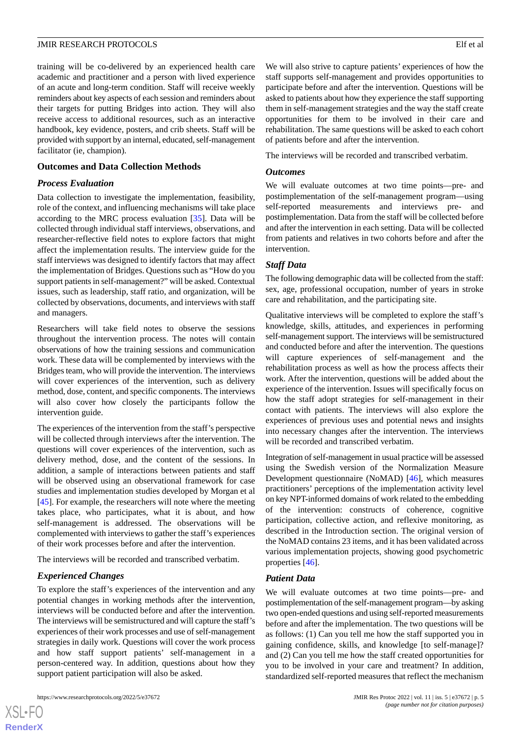training will be co-delivered by an experienced health care academic and practitioner and a person with lived experience of an acute and long-term condition. Staff will receive weekly reminders about key aspects of each session and reminders about their targets for putting Bridges into action. They will also receive access to additional resources, such as an interactive handbook, key evidence, posters, and crib sheets. Staff will be provided with support by an internal, educated, self-management facilitator (ie, champion).

## Outcomes and Data Collection Methods

### *Process Evaluation*

Data collection to investigate the implementation, feasibility, role of the context, and influencing mechanisms will take place according to the MRC process evaluation [35]. Data will be collected through individual staff interviews, observations, and researcher-reflective field notes to explore factors that might affect the implementation results. The interview guide for the staff interviews was designed to identify factors that may affect the implementation of Bridges. Questions such as "How do you support patients in self-management?" will be asked. Contextual issues, such as leadership, staff ratio, and organization, will be collected by observations, documents, and interviews with staff and managers.

Researchers will take field notes to observe the sessions throughout the intervention process. The notes will contain observations of how the training sessions and communication work. These data will be complemented by interviews with the Bridges team, who will provide the intervention. The interviews will cover experiences of the intervention, such as delivery method, dose, content, and specific components. The interviews will also cover how closely the participants follow the intervention guide.

The experiences of the intervention from the staff's perspective will be collected through interviews after the intervention. The questions will cover experiences of the intervention, such as delivery method, dose, and the content of the sessions. In addition, a sample of interactions between patients and staff will be observed using an observational framework for case studies and implementation studies developed by Morgan et al [45]. For example, the researchers will note where the meeting takes place, who participates, what it is about, and how self-management is addressed. The observations will be complemented with interviews to gather the staff's experiences of their work processes before and after the intervention.

The interviews will be recorded and transcribed verbatim.

### *Experienced Changes*

To explore the staff's experiences of the intervention and any potential changes in working methods after the intervention, interviews will be conducted before and after the intervention. The interviews will be semistructured and will capture the staff's experiences of their work processes and use of self-management strategies in daily work. Questions will cover the work process and how staff support patients' self-management in a person-centered way. In addition, questions about how they support patient participation will also be asked.

We will also strive to capture patients' experiences of how the staff supports self-management and provides opportunities to participate before and after the intervention. Questions will be asked to patients about how they experience the staff supporting them in self-management strategies and the way the staff create opportunities for them to be involved in their care and rehabilitation. The same questions will be asked to each cohort of patients before and after the intervention.

The interviews will be recorded and transcribed verbatim.

### *Outcomes*

We will evaluate outcomes at two time points—pre- and postimplementation of the self-management program—using self-reported measurements and interviews pre- and postimplementation. Data from the staff will be collected before and after the intervention in each setting. Data will be collected from patients and relatives in two cohorts before and after the intervention.

### *Staff Data*

The following demographic data will be collected from the staff: sex, age, professional occupation, number of years in stroke care and rehabilitation, and the participating site.

Qualitative interviews will be completed to explore the staff's knowledge, skills, attitudes, and experiences in performing self-management support. The interviews will be semistructured and conducted before and after the intervention. The questions will capture experiences of self-management and the rehabilitation process as well as how the process affects their work. After the intervention, questions will be added about the experience of the intervention. Issues will specifically focus on how the staff adopt strategies for self-management in their contact with patients. The interviews will also explore the experiences of previous uses and potential news and insights into necessary changes after the intervention. The interviews will be recorded and transcribed verbatim.

Integration of self-management in usual practice will be assessed using the Swedish version of the Normalization Measure Development questionnaire (NoMAD) [46], which measures practitioners' perceptions of the implementation activity level on key NPT-informed domains of work related to the embedding of the intervention: constructs of coherence, cognitive participation, collective action, and reflexive monitoring, as described in the Introduction section. The original version of the NoMAD contains 23 items, and it has been validated across various implementation projects, showing good psychometric properties [46].

### *Patient Data*

We will evaluate outcomes at two time points—pre- and postimplementation of the self-management program—by asking two open-ended questions and using self-reported measurements before and after the implementation. The two questions will be as follows: (1) Can you tell me how the staff supported you in gaining confidence, skills, and knowledge [to self-manage]? and (2) Can you tell me how the staff created opportunities for you to be involved in your care and treatment? In addition, standardized self-reported measures that reflect the mechanism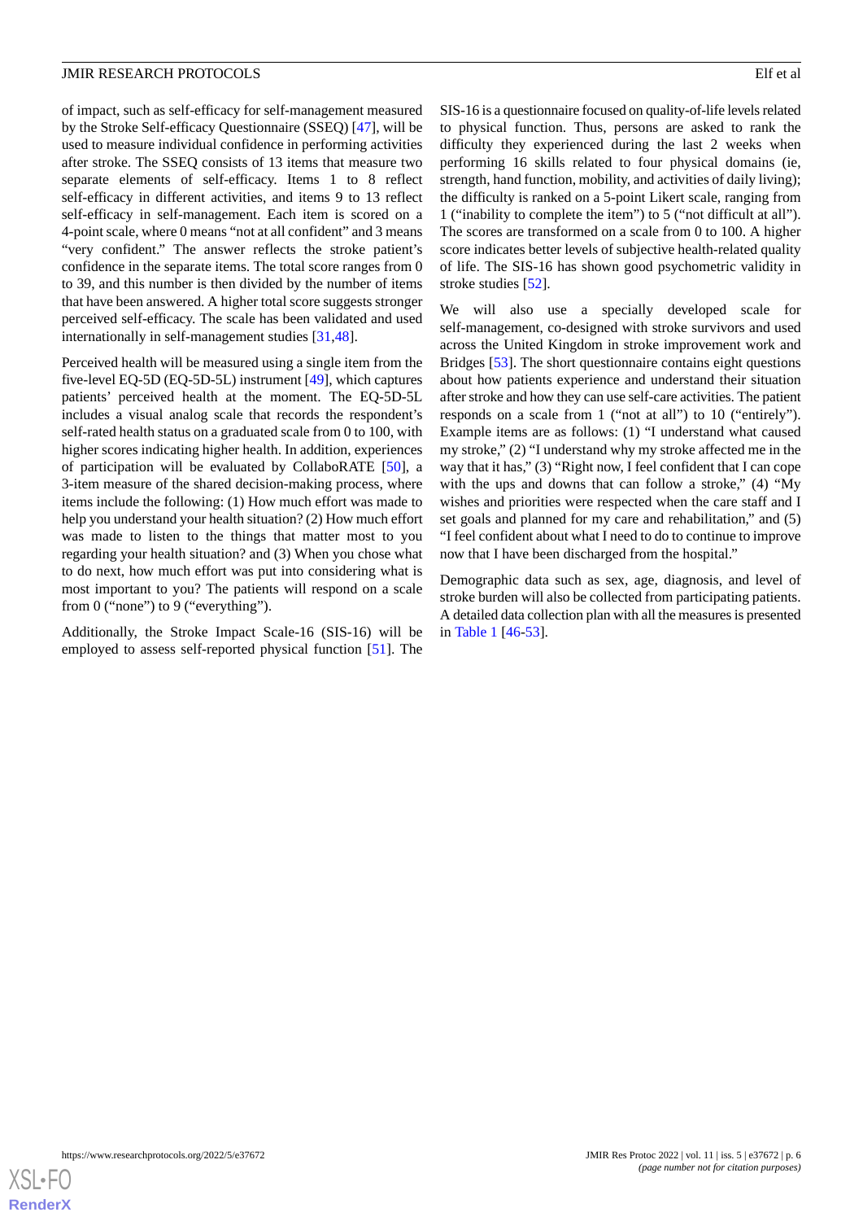of impact, such as self-efficacy for self-management measured by the Stroke Self-efficacy Questionnaire (SSEQ) [47], will be used to measure individual confidence in performing activities after stroke. The SSEQ consists of 13 items that measure two separate elements of self-efficacy. Items 1 to 8 reflect self-efficacy in different activities, and items 9 to 13 reflect self-efficacy in self-management. Each item is scored on a 4-point scale, where 0 means "not at all confident" and 3 means "very confident." The answer reflects the stroke patient's confidence in the separate items. The total score ranges from 0 to 39, and this number is then divided by the number of items that have been answered. A higher total score suggests stronger perceived self-efficacy. The scale has been validated and used internationally in self-management studies [31,48].

Perceived health will be measured using a single item from the five-level EQ-5D (EQ-5D-5L) instrument [49], which captures patients' perceived health at the moment. The EQ-5D-5L includes a visual analog scale that records the respondent's self-rated health status on a graduated scale from 0 to 100, with higher scores indicating higher health. In addition, experiences of participation will be evaluated by CollaboRATE [50], a 3-item measure of the shared decision-making process, where items include the following: (1) How much effort was made to help you understand your health situation? (2) How much effort was made to listen to the things that matter most to you regarding your health situation? and (3) When you chose what to do next, how much effort was put into considering what is most important to you? The patients will respond on a scale from 0 ("none") to 9 ("everything").

Additionally, the Stroke Impact Scale-16 (SIS-16) will be employed to assess self-reported physical function [51]. The SIS-16 is a questionnaire focused on quality-of-life levels related to physical function. Thus, persons are asked to rank the difficulty they experienced during the last 2 weeks when performing 16 skills related to four physical domains (ie, strength, hand function, mobility, and activities of daily living); the difficulty is ranked on a 5-point Likert scale, ranging from 1 ("inability to complete the item") to 5 ("not difficult at all"). The scores are transformed on a scale from 0 to 100. A higher score indicates better levels of subjective health-related quality of life. The SIS-16 has shown good psychometric validity in stroke studies [52].

We will also use a specially developed scale for self-management, co-designed with stroke survivors and used across the United Kingdom in stroke improvement work and Bridges [53]. The short questionnaire contains eight questions about how patients experience and understand their situation after stroke and how they can use self-care activities. The patient responds on a scale from 1 ("not at all") to 10 ("entirely"). Example items are as follows: (1) "I understand what caused my stroke," (2) "I understand why my stroke affected me in the way that it has," (3) "Right now, I feel confident that I can cope with the ups and downs that can follow a stroke," (4) "My wishes and priorities were respected when the care staff and I set goals and planned for my care and rehabilitation," and (5) "I feel confident about what I need to do to continue to improve now that I have been discharged from the hospital."

Demographic data such as sex, age, diagnosis, and level of stroke burden will also be collected from participating patients. A detailed data collection plan with all the measures is presented in Table 1 [46-53].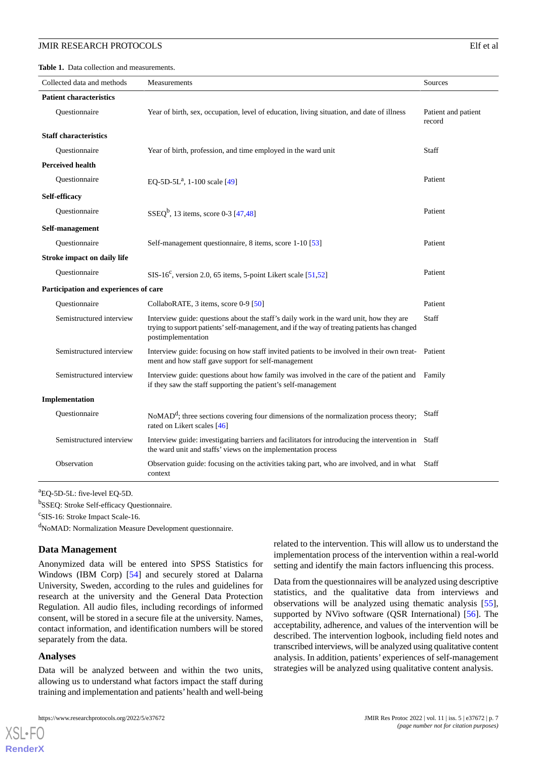**Table 1.** Data collection and measurements.

| Collected data and methods | Measurements | Sources |
|---|---|---|
| **Patient characteristics** | | |
| Questionnaire | Year of birth, sex, occupation, level of education, living situation, and date of illness | Patient and patient record |
| **Staff characteristics** | | |
| Questionnaire | Year of birth, profession, and time employed in the ward unit | Staff |
| **Perceived health** | | |
| Questionnaire | EQ-5D-5L[a], 1-100 scale [49] | Patient |
| **Self-efficacy** | | |
| Questionnaire | SSEQ[b], 13 items, score 0-3 [47,48] | Patient |
| **Self-management** | | |
| Questionnaire | Self-management questionnaire, 8 items, score 1-10 [53] | Patient |
| **Stroke impact on daily life** | | |
| Questionnaire | SIS-16[c], version 2.0, 65 items, 5-point Likert scale [51,52] | Patient |
| **Participation and experiences of care** | | |
| Questionnaire | CollaboRATE, 3 items, score 0-9 [50] | Patient |
| Semistructured interview | Interview guide: questions about the staff's daily work in the ward unit, how they are trying to support patients' self-management, and if the way of treating patients has changed postimplementation | Staff |
| Semistructured interview | Interview guide: focusing on how staff invited patients to be involved in their own treatment and how staff gave support for self-management | Patient |
| Semistructured interview | Interview guide: questions about how family was involved in the care of the patient and if they saw the staff supporting the patient's self-management | Family |
| **Implementation** | | |
| Questionnaire | NoMAD[d]; three sections covering four dimensions of the normalization process theory; rated on Likert scales [46] | Staff |
| Semistructured interview | Interview guide: investigating barriers and facilitators for introducing the intervention in the ward unit and staffs' views on the implementation process | Staff |
| Observation | Observation guide: focusing on the activities taking part, who are involved, and in what context | Staff |

[a]EQ-5D-5L: five-level EQ-5D.

[b]SSEQ: Stroke Self-efficacy Questionnaire.

[c]SIS-16: Stroke Impact Scale-16.

[d]NoMAD: Normalization Measure Development questionnaire.

## Data Management

Anonymized data will be entered into SPSS Statistics for Windows (IBM Corp) [54] and securely stored at Dalarna University, Sweden, according to the rules and guidelines for research at the university and the General Data Protection Regulation. All audio files, including recordings of informed consent, will be stored in a secure file at the university. Names, contact information, and identification numbers will be stored separately from the data.

## Analyses

Data will be analyzed between and within the two units, allowing us to understand what factors impact the staff during training and implementation and patients' health and well-being related to the intervention. This will allow us to understand the implementation process of the intervention within a real-world setting and identify the main factors influencing this process.

Data from the questionnaires will be analyzed using descriptive statistics, and the qualitative data from interviews and observations will be analyzed using thematic analysis [55], supported by NVivo software (QSR International) [56]. The acceptability, adherence, and values of the intervention will be described. The intervention logbook, including field notes and transcribed interviews, will be analyzed using qualitative content analysis. In addition, patients' experiences of self-management strategies will be analyzed using qualitative content analysis.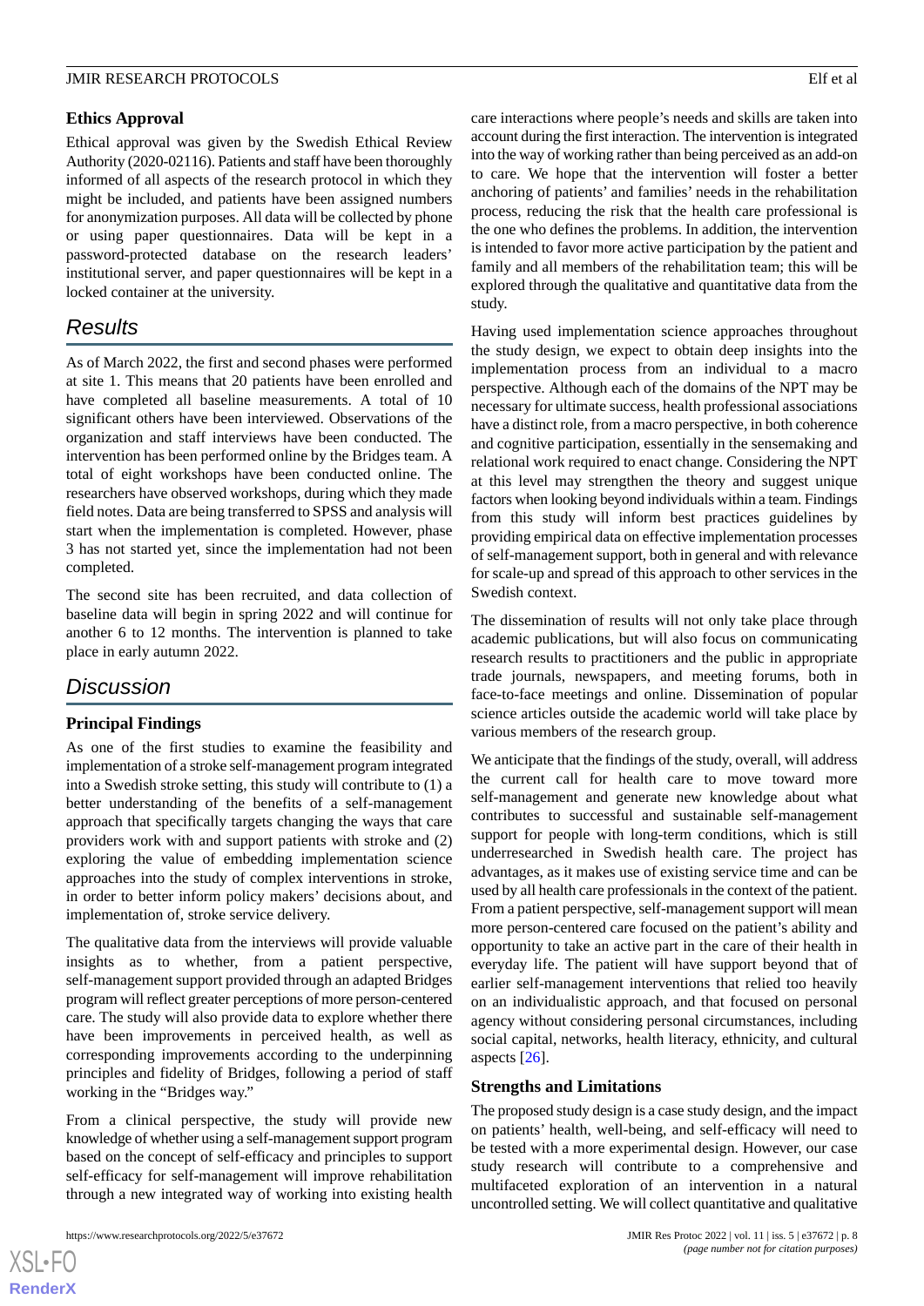### Ethics Approval

Ethical approval was given by the Swedish Ethical Review Authority (2020-02116). Patients and staff have been thoroughly informed of all aspects of the research protocol in which they might be included, and patients have been assigned numbers for anonymization purposes. All data will be collected by phone or using paper questionnaires. Data will be kept in a password-protected database on the research leaders' institutional server, and paper questionnaires will be kept in a locked container at the university.

## Results

As of March 2022, the first and second phases were performed at site 1. This means that 20 patients have been enrolled and have completed all baseline measurements. A total of 10 significant others have been interviewed. Observations of the organization and staff interviews have been conducted. The intervention has been performed online by the Bridges team. A total of eight workshops have been conducted online. The researchers have observed workshops, during which they made field notes. Data are being transferred to SPSS and analysis will start when the implementation is completed. However, phase 3 has not started yet, since the implementation had not been completed.

The second site has been recruited, and data collection of baseline data will begin in spring 2022 and will continue for another 6 to 12 months. The intervention is planned to take place in early autumn 2022.

## Discussion

### Principal Findings

As one of the first studies to examine the feasibility and implementation of a stroke self-management program integrated into a Swedish stroke setting, this study will contribute to (1) a better understanding of the benefits of a self-management approach that specifically targets changing the ways that care providers work with and support patients with stroke and (2) exploring the value of embedding implementation science approaches into the study of complex interventions in stroke, in order to better inform policy makers' decisions about, and implementation of, stroke service delivery.

The qualitative data from the interviews will provide valuable insights as to whether, from a patient perspective, self-management support provided through an adapted Bridges program will reflect greater perceptions of more person-centered care. The study will also provide data to explore whether there have been improvements in perceived health, as well as corresponding improvements according to the underpinning principles and fidelity of Bridges, following a period of staff working in the "Bridges way."

From a clinical perspective, the study will provide new knowledge of whether using a self-management support program based on the concept of self-efficacy and principles to support self-efficacy for self-management will improve rehabilitation through a new integrated way of working into existing health care interactions where people's needs and skills are taken into account during the first interaction. The intervention is integrated into the way of working rather than being perceived as an add-on to care. We hope that the intervention will foster a better anchoring of patients' and families' needs in the rehabilitation process, reducing the risk that the health care professional is the one who defines the problems. In addition, the intervention is intended to favor more active participation by the patient and family and all members of the rehabilitation team; this will be explored through the qualitative and quantitative data from the study.

Having used implementation science approaches throughout the study design, we expect to obtain deep insights into the implementation process from an individual to a macro perspective. Although each of the domains of the NPT may be necessary for ultimate success, health professional associations have a distinct role, from a macro perspective, in both coherence and cognitive participation, essentially in the sensemaking and relational work required to enact change. Considering the NPT at this level may strengthen the theory and suggest unique factors when looking beyond individuals within a team. Findings from this study will inform best practices guidelines by providing empirical data on effective implementation processes of self-management support, both in general and with relevance for scale-up and spread of this approach to other services in the Swedish context.

The dissemination of results will not only take place through academic publications, but will also focus on communicating research results to practitioners and the public in appropriate trade journals, newspapers, and meeting forums, both in face-to-face meetings and online. Dissemination of popular science articles outside the academic world will take place by various members of the research group.

We anticipate that the findings of the study, overall, will address the current call for health care to move toward more self-management and generate new knowledge about what contributes to successful and sustainable self-management support for people with long-term conditions, which is still underresearched in Swedish health care. The project has advantages, as it makes use of existing service time and can be used by all health care professionals in the context of the patient. From a patient perspective, self-management support will mean more person-centered care focused on the patient's ability and opportunity to take an active part in the care of their health in everyday life. The patient will have support beyond that of earlier self-management interventions that relied too heavily on an individualistic approach, and that focused on personal agency without considering personal circumstances, including social capital, networks, health literacy, ethnicity, and cultural aspects [26].

### Strengths and Limitations

The proposed study design is a case study design, and the impact on patients' health, well-being, and self-efficacy will need to be tested with a more experimental design. However, our case study research will contribute to a comprehensive and multifaceted exploration of an intervention in a natural uncontrolled setting. We will collect quantitative and qualitative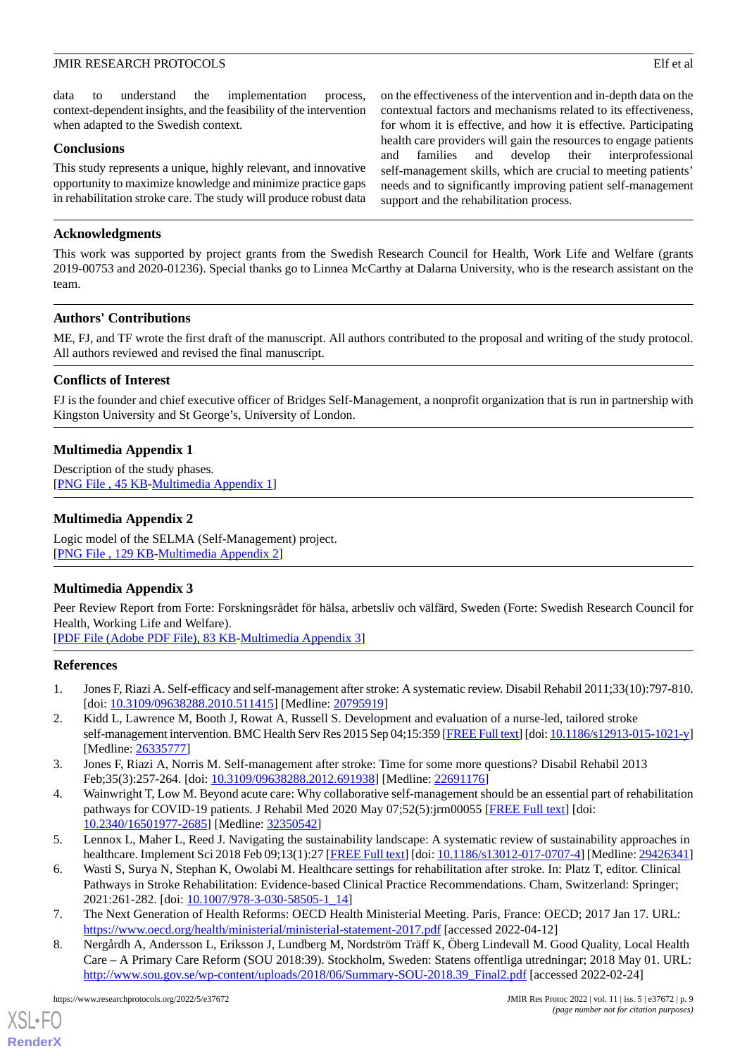data to understand the implementation process, context-dependent insights, and the feasibility of the intervention when adapted to the Swedish context.

## Conclusions

This study represents a unique, highly relevant, and innovative opportunity to maximize knowledge and minimize practice gaps in rehabilitation stroke care. The study will produce robust data on the effectiveness of the intervention and in-depth data on the contextual factors and mechanisms related to its effectiveness, for whom it is effective, and how it is effective. Participating health care providers will gain the resources to engage patients and families and develop their interprofessional self-management skills, which are crucial to meeting patients' needs and to significantly improving patient self-management support and the rehabilitation process.

## Acknowledgments

This work was supported by project grants from the Swedish Research Council for Health, Work Life and Welfare (grants 2019-00753 and 2020-01236). Special thanks go to Linnea McCarthy at Dalarna University, who is the research assistant on the team.

## Authors' Contributions

ME, FJ, and TF wrote the first draft of the manuscript. All authors contributed to the proposal and writing of the study protocol. All authors reviewed and revised the final manuscript.

## Conflicts of Interest

FJ is the founder and chief executive officer of Bridges Self-Management, a nonprofit organization that is run in partnership with Kingston University and St George's, University of London.

## Multimedia Appendix 1

Description of the study phases.
[PNG File , 45 KB-Multimedia Appendix 1]

## Multimedia Appendix 2

Logic model of the SELMA (Self-Management) project.
[PNG File , 129 KB-Multimedia Appendix 2]

## Multimedia Appendix 3

Peer Review Report from Forte: Forskningsrådet för hälsa, arbetsliv och välfärd, Sweden (Forte: Swedish Research Council for Health, Working Life and Welfare).
[PDF File (Adobe PDF File), 83 KB-Multimedia Appendix 3]

## References

1. Jones F, Riazi A. Self-efficacy and self-management after stroke: A systematic review. Disabil Rehabil 2011;33(10):797-810. [doi: 10.3109/09638288.2010.511415] [Medline: 20795919]
2. Kidd L, Lawrence M, Booth J, Rowat A, Russell S. Development and evaluation of a nurse-led, tailored stroke self-management intervention. BMC Health Serv Res 2015 Sep 04;15:359 [FREE Full text] [doi: 10.1186/s12913-015-1021-y] [Medline: 26335777]
3. Jones F, Riazi A, Norris M. Self-management after stroke: Time for some more questions? Disabil Rehabil 2013 Feb;35(3):257-264. [doi: 10.3109/09638288.2012.691938] [Medline: 22691176]
4. Wainwright T, Low M. Beyond acute care: Why collaborative self-management should be an essential part of rehabilitation pathways for COVID-19 patients. J Rehabil Med 2020 May 07;52(5):jrm00055 [FREE Full text] [doi: 10.2340/16501977-2685] [Medline: 32350542]
5. Lennox L, Maher L, Reed J. Navigating the sustainability landscape: A systematic review of sustainability approaches in healthcare. Implement Sci 2018 Feb 09;13(1):27 [FREE Full text] [doi: 10.1186/s13012-017-0707-4] [Medline: 29426341]
6. Wasti S, Surya N, Stephan K, Owolabi M. Healthcare settings for rehabilitation after stroke. In: Platz T, editor. Clinical Pathways in Stroke Rehabilitation: Evidence-based Clinical Practice Recommendations. Cham, Switzerland: Springer; 2021:261-282. [doi: 10.1007/978-3-030-58505-1_14]
7. The Next Generation of Health Reforms: OECD Health Ministerial Meeting. Paris, France: OECD; 2017 Jan 17. URL: https://www.oecd.org/health/ministerial/ministerial-statement-2017.pdf [accessed 2022-04-12]
8. Nergårdh A, Andersson L, Eriksson J, Lundberg M, Nordström Träff K, Öberg Lindevall M. Good Quality, Local Health Care – A Primary Care Reform (SOU 2018:39). Stockholm, Sweden: Statens offentliga utredningar; 2018 May 01. URL: http://www.sou.gov.se/wp-content/uploads/2018/06/Summary-SOU-2018.39_Final2.pdf [accessed 2022-02-24]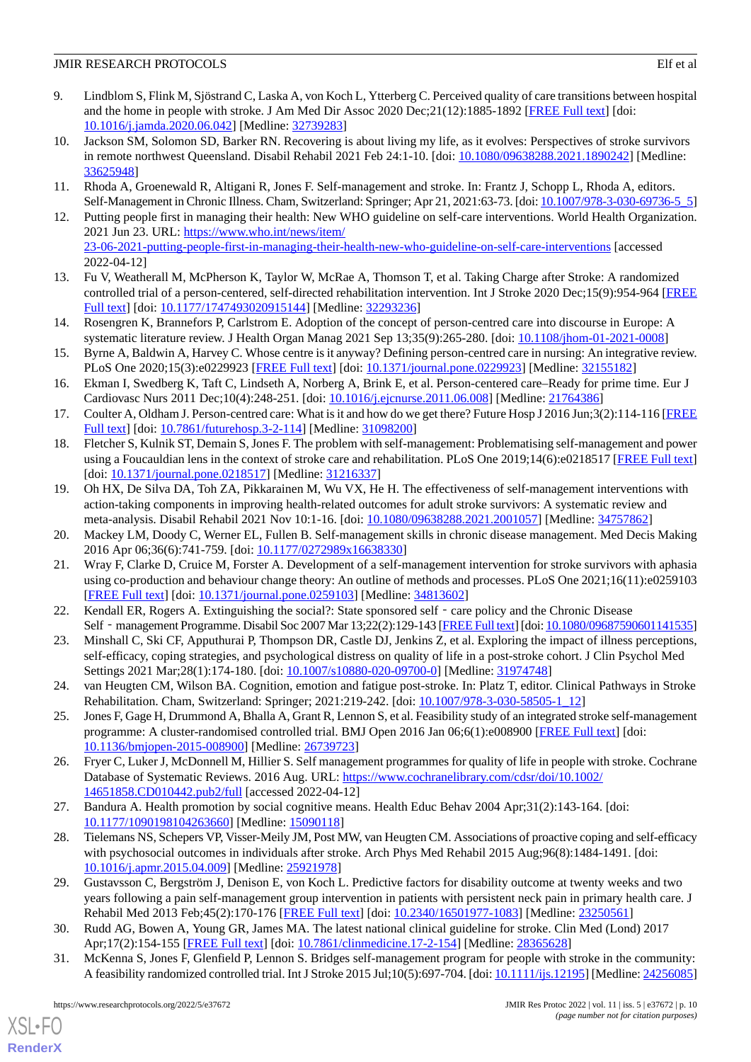9. Lindblom S, Flink M, Sjöstrand C, Laska A, von Koch L, Ytterberg C. Perceived quality of care transitions between hospital and the home in people with stroke. J Am Med Dir Assoc 2020 Dec;21(12):1885-1892 [FREE Full text] [doi: 10.1016/j.jamda.2020.06.042] [Medline: 32739283]
10. Jackson SM, Solomon SD, Barker RN. Recovering is about living my life, as it evolves: Perspectives of stroke survivors in remote northwest Queensland. Disabil Rehabil 2021 Feb 24:1-10. [doi: 10.1080/09638288.2021.1890242] [Medline: 33625948]
11. Rhoda A, Groenewald R, Altigani R, Jones F. Self-management and stroke. In: Frantz J, Schopp L, Rhoda A, editors. Self-Management in Chronic Illness. Cham, Switzerland: Springer; Apr 21, 2021:63-73. [doi: 10.1007/978-3-030-69736-5_5]
12. Putting people first in managing their health: New WHO guideline on self-care interventions. World Health Organization. 2021 Jun 23. URL: https://www.who.int/news/item/23-06-2021-putting-people-first-in-managing-their-health-new-who-guideline-on-self-care-interventions [accessed 2022-04-12]
13. Fu V, Weatherall M, McPherson K, Taylor W, McRae A, Thomson T, et al. Taking Charge after Stroke: A randomized controlled trial of a person-centered, self-directed rehabilitation intervention. Int J Stroke 2020 Dec;15(9):954-964 [FREE Full text] [doi: 10.1177/1747493020915144] [Medline: 32293236]
14. Rosengren K, Brannefors P, Carlstrom E. Adoption of the concept of person-centred care into discourse in Europe: A systematic literature review. J Health Organ Manag 2021 Sep 13;35(9):265-280. [doi: 10.1108/jhom-01-2021-0008]
15. Byrne A, Baldwin A, Harvey C. Whose centre is it anyway? Defining person-centred care in nursing: An integrative review. PLoS One 2020;15(3):e0229923 [FREE Full text] [doi: 10.1371/journal.pone.0229923] [Medline: 32155182]
16. Ekman I, Swedberg K, Taft C, Lindseth A, Norberg A, Brink E, et al. Person-centered care–Ready for prime time. Eur J Cardiovasc Nurs 2011 Dec;10(4):248-251. [doi: 10.1016/j.ejcnurse.2011.06.008] [Medline: 21764386]
17. Coulter A, Oldham J. Person-centred care: What is it and how do we get there? Future Hosp J 2016 Jun;3(2):114-116 [FREE Full text] [doi: 10.7861/futurehosp.3-2-114] [Medline: 31098200]
18. Fletcher S, Kulnik ST, Demain S, Jones F. The problem with self-management: Problematising self-management and power using a Foucauldian lens in the context of stroke care and rehabilitation. PLoS One 2019;14(6):e0218517 [FREE Full text] [doi: 10.1371/journal.pone.0218517] [Medline: 31216337]
19. Oh HX, De Silva DA, Toh ZA, Pikkarainen M, Wu VX, He H. The effectiveness of self-management interventions with action-taking components in improving health-related outcomes for adult stroke survivors: A systematic review and meta-analysis. Disabil Rehabil 2021 Nov 10:1-16. [doi: 10.1080/09638288.2021.2001057] [Medline: 34757862]
20. Mackey LM, Doody C, Werner EL, Fullen B. Self-management skills in chronic disease management. Med Decis Making 2016 Apr 06;36(6):741-759. [doi: 10.1177/0272989x16638330]
21. Wray F, Clarke D, Cruice M, Forster A. Development of a self-management intervention for stroke survivors with aphasia using co-production and behaviour change theory: An outline of methods and processes. PLoS One 2021;16(11):e0259103 [FREE Full text] [doi: 10.1371/journal.pone.0259103] [Medline: 34813602]
22. Kendall ER, Rogers A. Extinguishing the social?: State sponsored self‐care policy and the Chronic Disease Self‐management Programme. Disabil Soc 2007 Mar 13;22(2):129-143 [FREE Full text] [doi: 10.1080/09687590601141535]
23. Minshall C, Ski CF, Apputhurai P, Thompson DR, Castle DJ, Jenkins Z, et al. Exploring the impact of illness perceptions, self-efficacy, coping strategies, and psychological distress on quality of life in a post-stroke cohort. J Clin Psychol Med Settings 2021 Mar;28(1):174-180. [doi: 10.1007/s10880-020-09700-0] [Medline: 31974748]
24. van Heugten CM, Wilson BA. Cognition, emotion and fatigue post-stroke. In: Platz T, editor. Clinical Pathways in Stroke Rehabilitation. Cham, Switzerland: Springer; 2021:219-242. [doi: 10.1007/978-3-030-58505-1_12]
25. Jones F, Gage H, Drummond A, Bhalla A, Grant R, Lennon S, et al. Feasibility study of an integrated stroke self-management programme: A cluster-randomised controlled trial. BMJ Open 2016 Jan 06;6(1):e008900 [FREE Full text] [doi: 10.1136/bmjopen-2015-008900] [Medline: 26739723]
26. Fryer C, Luker J, McDonnell M, Hillier S. Self management programmes for quality of life in people with stroke. Cochrane Database of Systematic Reviews. 2016 Aug. URL: https://www.cochranelibrary.com/cdsr/doi/10.1002/14651858.CD010442.pub2/full [accessed 2022-04-12]
27. Bandura A. Health promotion by social cognitive means. Health Educ Behav 2004 Apr;31(2):143-164. [doi: 10.1177/1090198104263660] [Medline: 15090118]
28. Tielemans NS, Schepers VP, Visser-Meily JM, Post MW, van Heugten CM. Associations of proactive coping and self-efficacy with psychosocial outcomes in individuals after stroke. Arch Phys Med Rehabil 2015 Aug;96(8):1484-1491. [doi: 10.1016/j.apmr.2015.04.009] [Medline: 25921978]
29. Gustavsson C, Bergström J, Denison E, von Koch L. Predictive factors for disability outcome at twenty weeks and two years following a pain self-management group intervention in patients with persistent neck pain in primary health care. J Rehabil Med 2013 Feb;45(2):170-176 [FREE Full text] [doi: 10.2340/16501977-1083] [Medline: 23250561]
30. Rudd AG, Bowen A, Young GR, James MA. The latest national clinical guideline for stroke. Clin Med (Lond) 2017 Apr;17(2):154-155 [FREE Full text] [doi: 10.7861/clinmedicine.17-2-154] [Medline: 28365628]
31. McKenna S, Jones F, Glenfield P, Lennon S. Bridges self-management program for people with stroke in the community: A feasibility randomized controlled trial. Int J Stroke 2015 Jul;10(5):697-704. [doi: 10.1111/ijs.12195] [Medline: 24256085]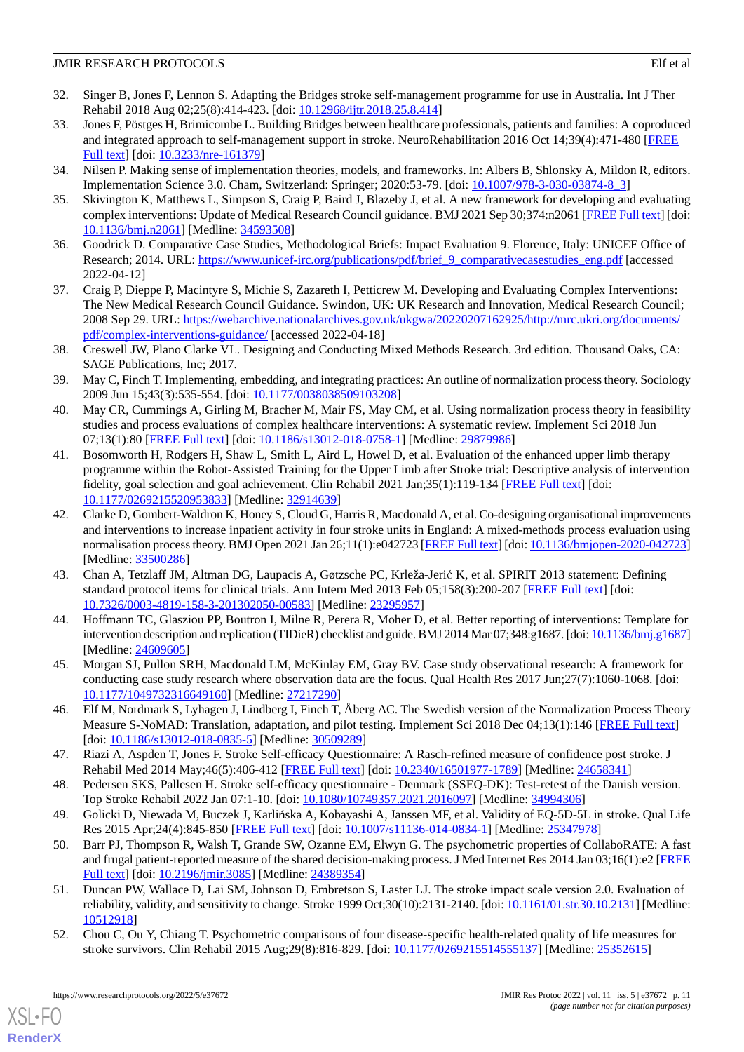32. Singer B, Jones F, Lennon S. Adapting the Bridges stroke self-management programme for use in Australia. Int J Ther Rehabil 2018 Aug 02;25(8):414-423. [doi: 10.12968/ijtr.2018.25.8.414]
33. Jones F, Pöstges H, Brimicombe L. Building Bridges between healthcare professionals, patients and families: A coproduced and integrated approach to self-management support in stroke. NeuroRehabilitation 2016 Oct 14;39(4):471-480 [FREE Full text] [doi: 10.3233/nre-161379]
34. Nilsen P. Making sense of implementation theories, models, and frameworks. In: Albers B, Shlonsky A, Mildon R, editors. Implementation Science 3.0. Cham, Switzerland: Springer; 2020:53-79. [doi: 10.1007/978-3-030-03874-8_3]
35. Skivington K, Matthews L, Simpson S, Craig P, Baird J, Blazeby J, et al. A new framework for developing and evaluating complex interventions: Update of Medical Research Council guidance. BMJ 2021 Sep 30;374:n2061 [FREE Full text] [doi: 10.1136/bmj.n2061] [Medline: 34593508]
36. Goodrick D. Comparative Case Studies, Methodological Briefs: Impact Evaluation 9. Florence, Italy: UNICEF Office of Research; 2014. URL: https://www.unicef-irc.org/publications/pdf/brief_9_comparativecasestudies_eng.pdf [accessed 2022-04-12]
37. Craig P, Dieppe P, Macintyre S, Michie S, Zazareth I, Petticrew M. Developing and Evaluating Complex Interventions: The New Medical Research Council Guidance. Swindon, UK: UK Research and Innovation, Medical Research Council; 2008 Sep 29. URL: https://webarchive.nationalarchives.gov.uk/ukgwa/20220207162925/http://mrc.ukri.org/documents/pdf/complex-interventions-guidance/ [accessed 2022-04-18]
38. Creswell JW, Plano Clarke VL. Designing and Conducting Mixed Methods Research. 3rd edition. Thousand Oaks, CA: SAGE Publications, Inc; 2017.
39. May C, Finch T. Implementing, embedding, and integrating practices: An outline of normalization process theory. Sociology 2009 Jun 15;43(3):535-554. [doi: 10.1177/0038038509103208]
40. May CR, Cummings A, Girling M, Bracher M, Mair FS, May CM, et al. Using normalization process theory in feasibility studies and process evaluations of complex healthcare interventions: A systematic review. Implement Sci 2018 Jun 07;13(1):80 [FREE Full text] [doi: 10.1186/s13012-018-0758-1] [Medline: 29879986]
41. Bosomworth H, Rodgers H, Shaw L, Smith L, Aird L, Howel D, et al. Evaluation of the enhanced upper limb therapy programme within the Robot-Assisted Training for the Upper Limb after Stroke trial: Descriptive analysis of intervention fidelity, goal selection and goal achievement. Clin Rehabil 2021 Jan;35(1):119-134 [FREE Full text] [doi: 10.1177/0269215520953833] [Medline: 32914639]
42. Clarke D, Gombert-Waldron K, Honey S, Cloud G, Harris R, Macdonald A, et al. Co-designing organisational improvements and interventions to increase inpatient activity in four stroke units in England: A mixed-methods process evaluation using normalisation process theory. BMJ Open 2021 Jan 26;11(1):e042723 [FREE Full text] [doi: 10.1136/bmjopen-2020-042723] [Medline: 33500286]
43. Chan A, Tetzlaff JM, Altman DG, Laupacis A, Gøtzsche PC, Krleža-Jerić K, et al. SPIRIT 2013 statement: Defining standard protocol items for clinical trials. Ann Intern Med 2013 Feb 05;158(3):200-207 [FREE Full text] [doi: 10.7326/0003-4819-158-3-201302050-00583] [Medline: 23295957]
44. Hoffmann TC, Glasziou PP, Boutron I, Milne R, Perera R, Moher D, et al. Better reporting of interventions: Template for intervention description and replication (TIDieR) checklist and guide. BMJ 2014 Mar 07;348:g1687. [doi: 10.1136/bmj.g1687] [Medline: 24609605]
45. Morgan SJ, Pullon SRH, Macdonald LM, McKinlay EM, Gray BV. Case study observational research: A framework for conducting case study research where observation data are the focus. Qual Health Res 2017 Jun;27(7):1060-1068. [doi: 10.1177/1049732316649160] [Medline: 27217290]
46. Elf M, Nordmark S, Lyhagen J, Lindberg I, Finch T, Åberg AC. The Swedish version of the Normalization Process Theory Measure S-NoMAD: Translation, adaptation, and pilot testing. Implement Sci 2018 Dec 04;13(1):146 [FREE Full text] [doi: 10.1186/s13012-018-0835-5] [Medline: 30509289]
47. Riazi A, Aspden T, Jones F. Stroke Self-efficacy Questionnaire: A Rasch-refined measure of confidence post stroke. J Rehabil Med 2014 May;46(5):406-412 [FREE Full text] [doi: 10.2340/16501977-1789] [Medline: 24658341]
48. Pedersen SKS, Pallesen H. Stroke self-efficacy questionnaire - Denmark (SSEQ-DK): Test-retest of the Danish version. Top Stroke Rehabil 2022 Jan 07:1-10. [doi: 10.1080/10749357.2021.2016097] [Medline: 34994306]
49. Golicki D, Niewada M, Buczek J, Karlińska A, Kobayashi A, Janssen MF, et al. Validity of EQ-5D-5L in stroke. Qual Life Res 2015 Apr;24(4):845-850 [FREE Full text] [doi: 10.1007/s11136-014-0834-1] [Medline: 25347978]
50. Barr PJ, Thompson R, Walsh T, Grande SW, Ozanne EM, Elwyn G. The psychometric properties of CollaboRATE: A fast and frugal patient-reported measure of the shared decision-making process. J Med Internet Res 2014 Jan 03;16(1):e2 [FREE Full text] [doi: 10.2196/jmir.3085] [Medline: 24389354]
51. Duncan PW, Wallace D, Lai SM, Johnson D, Embretson S, Laster LJ. The stroke impact scale version 2.0. Evaluation of reliability, validity, and sensitivity to change. Stroke 1999 Oct;30(10):2131-2140. [doi: 10.1161/01.str.30.10.2131] [Medline: 10512918]
52. Chou C, Ou Y, Chiang T. Psychometric comparisons of four disease-specific health-related quality of life measures for stroke survivors. Clin Rehabil 2015 Aug;29(8):816-829. [doi: 10.1177/0269215514555137] [Medline: 25352615]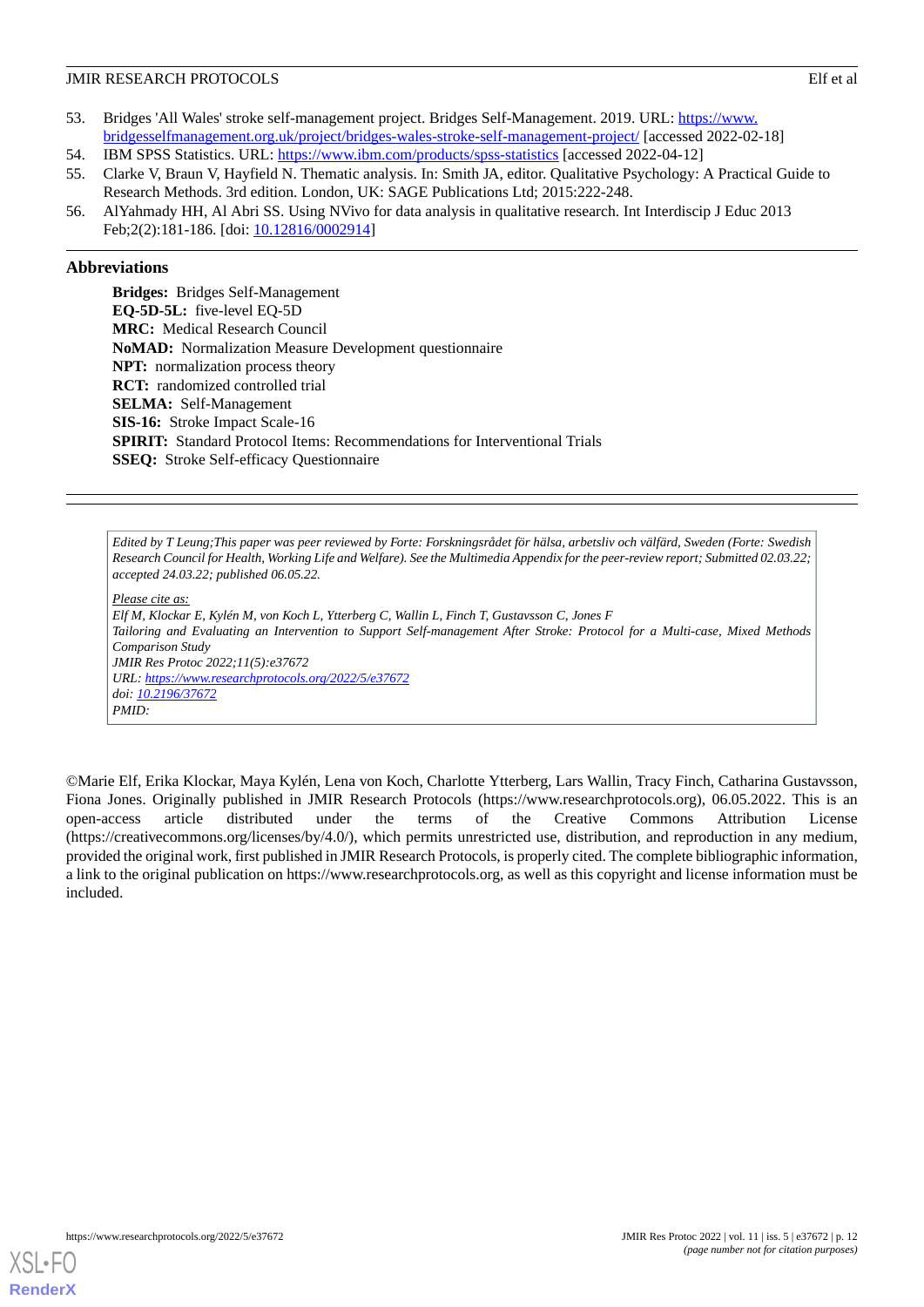53. Bridges 'All Wales' stroke self-management project. Bridges Self-Management. 2019. URL: https://www.bridgesselfmanagement.org.uk/project/bridges-wales-stroke-self-management-project/ [accessed 2022-02-18]
54. IBM SPSS Statistics. URL: https://www.ibm.com/products/spss-statistics [accessed 2022-04-12]
55. Clarke V, Braun V, Hayfield N. Thematic analysis. In: Smith JA, editor. Qualitative Psychology: A Practical Guide to Research Methods. 3rd edition. London, UK: SAGE Publications Ltd; 2015:222-248.
56. AlYahmady HH, Al Abri SS. Using NVivo for data analysis in qualitative research. Int Interdiscip J Educ 2013 Feb;2(2):181-186. [doi: 10.12816/0002914]

## Abbreviations

**Bridges:** Bridges Self-Management
**EQ-5D-5L:** five-level EQ-5D
**MRC:** Medical Research Council
**NoMAD:** Normalization Measure Development questionnaire
**NPT:** normalization process theory
**RCT:** randomized controlled trial
**SELMA:** Self-Management
**SIS-16:** Stroke Impact Scale-16
**SPIRIT:** Standard Protocol Items: Recommendations for Interventional Trials
**SSEQ:** Stroke Self-efficacy Questionnaire

---

*Edited by T Leung;This paper was peer reviewed by Forte: Forskningsrådet för hälsa, arbetsliv och välfärd, Sweden (Forte: Swedish Research Council for Health, Working Life and Welfare). See the Multimedia Appendix for the peer-review report; Submitted 02.03.22; accepted 24.03.22; published 06.05.22.*

*Please cite as:*
*Elf M, Klockar E, Kylén M, von Koch L, Ytterberg C, Wallin L, Finch T, Gustavsson C, Jones F*
*Tailoring and Evaluating an Intervention to Support Self-management After Stroke: Protocol for a Multi-case, Mixed Methods Comparison Study*
*JMIR Res Protoc 2022;11(5):e37672*
*URL: https://www.researchprotocols.org/2022/5/e37672*
*doi: 10.2196/37672*
*PMID:*

©Marie Elf, Erika Klockar, Maya Kylén, Lena von Koch, Charlotte Ytterberg, Lars Wallin, Tracy Finch, Catharina Gustavsson, Fiona Jones. Originally published in JMIR Research Protocols (https://www.researchprotocols.org), 06.05.2022. This is an open-access article distributed under the terms of the Creative Commons Attribution License (https://creativecommons.org/licenses/by/4.0/), which permits unrestricted use, distribution, and reproduction in any medium, provided the original work, first published in JMIR Research Protocols, is properly cited. The complete bibliographic information, a link to the original publication on https://www.researchprotocols.org, as well as this copyright and license information must be included.